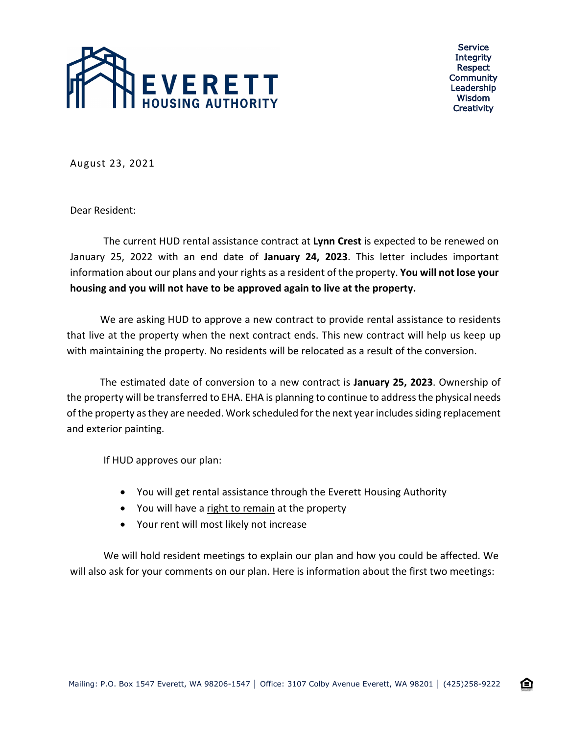EVERETT HOUSING AUTHORITY

Service
Integrity
Respect
Community
Leadership
Wisdom
Creativity

August 23, 2021

Dear Resident:

The current HUD rental assistance contract at **Lynn Crest** is expected to be renewed on January 25, 2022 with an end date of **January 24, 2023**. This letter includes important information about our plans and your rights as a resident of the property. **You will not lose your housing and you will not have to be approved again to live at the property.**

We are asking HUD to approve a new contract to provide rental assistance to residents that live at the property when the next contract ends. This new contract will help us keep up with maintaining the property. No residents will be relocated as a result of the conversion.

The estimated date of conversion to a new contract is **January 25, 2023**. Ownership of the property will be transferred to EHA. EHA is planning to continue to address the physical needs of the property as they are needed. Work scheduled for the next year includes siding replacement and exterior painting.

If HUD approves our plan:

- You will get rental assistance through the Everett Housing Authority
- You will have a right to remain at the property
- Your rent will most likely not increase

We will hold resident meetings to explain our plan and how you could be affected. We will also ask for your comments on our plan. Here is information about the first two meetings:

Mailing: P.O. Box 1547 Everett, WA 98206-1547 | Office: 3107 Colby Avenue Everett, WA 98201 | (425)258-9222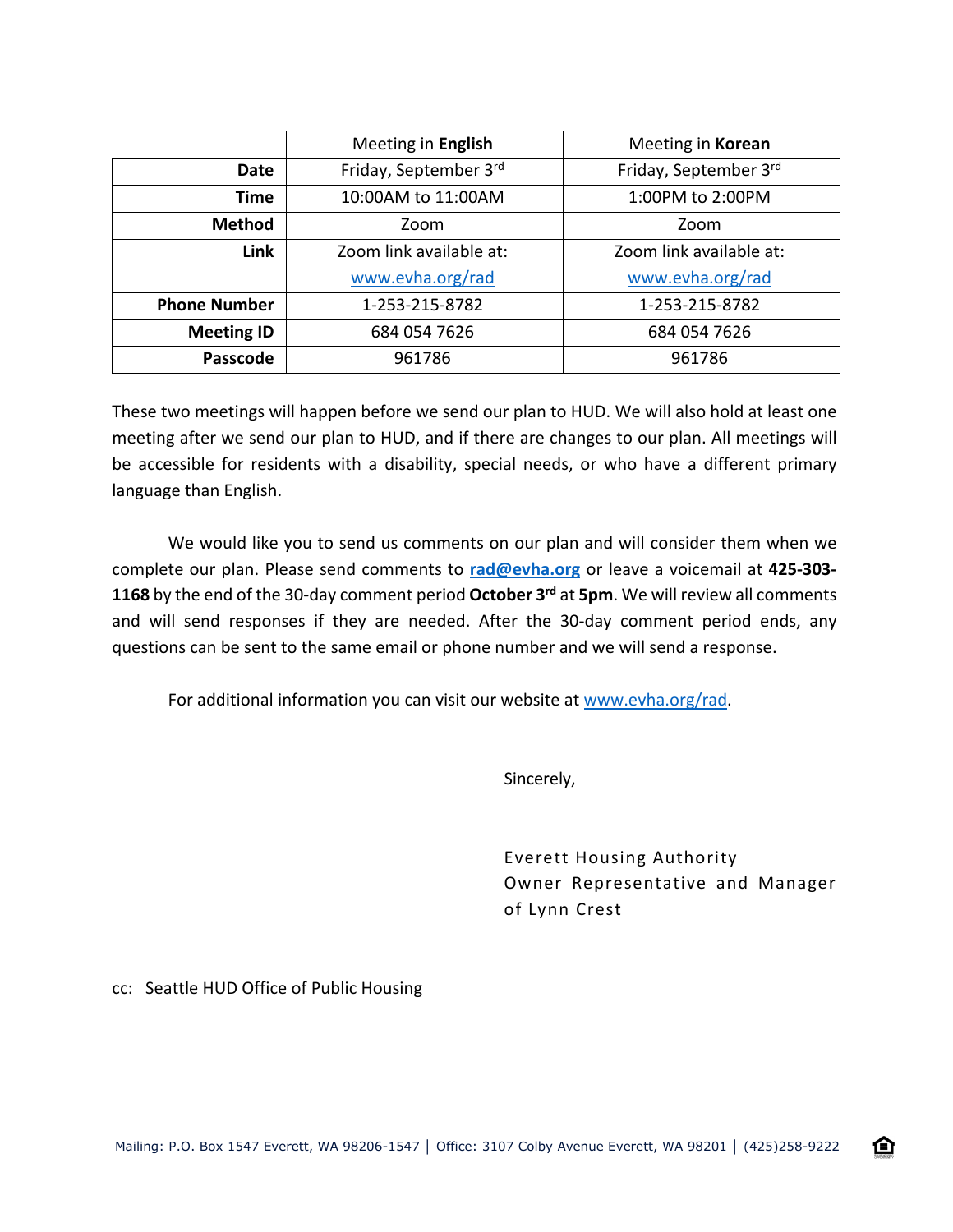| | Meeting in **English** | Meeting in **Korean** |
|---|---|---|
| **Date** | Friday, September 3rd | Friday, September 3rd |
| **Time** | 10:00AM to 11:00AM | 1:00PM to 2:00PM |
| **Method** | Zoom | Zoom |
| **Link** | Zoom link available at: www.evha.org/rad | Zoom link available at: www.evha.org/rad |
| **Phone Number** | 1-253-215-8782 | 1-253-215-8782 |
| **Meeting ID** | 684 054 7626 | 684 054 7626 |
| **Passcode** | 961786 | 961786 |

These two meetings will happen before we send our plan to HUD. We will also hold at least one meeting after we send our plan to HUD, and if there are changes to our plan. All meetings will be accessible for residents with a disability, special needs, or who have a different primary language than English.

We would like you to send us comments on our plan and will consider them when we complete our plan. Please send comments to **rad@evha.org** or leave a voicemail at **425-303-1168** by the end of the 30-day comment period **October 3rd** at **5pm**. We will review all comments and will send responses if they are needed. After the 30-day comment period ends, any questions can be sent to the same email or phone number and we will send a response.

For additional information you can visit our website at www.evha.org/rad.

Sincerely,

Everett Housing Authority
Owner Representative and Manager of Lynn Crest

cc: Seattle HUD Office of Public Housing

Mailing: P.O. Box 1547 Everett, WA 98206-1547 | Office: 3107 Colby Avenue Everett, WA 98201 | (425)258-9222